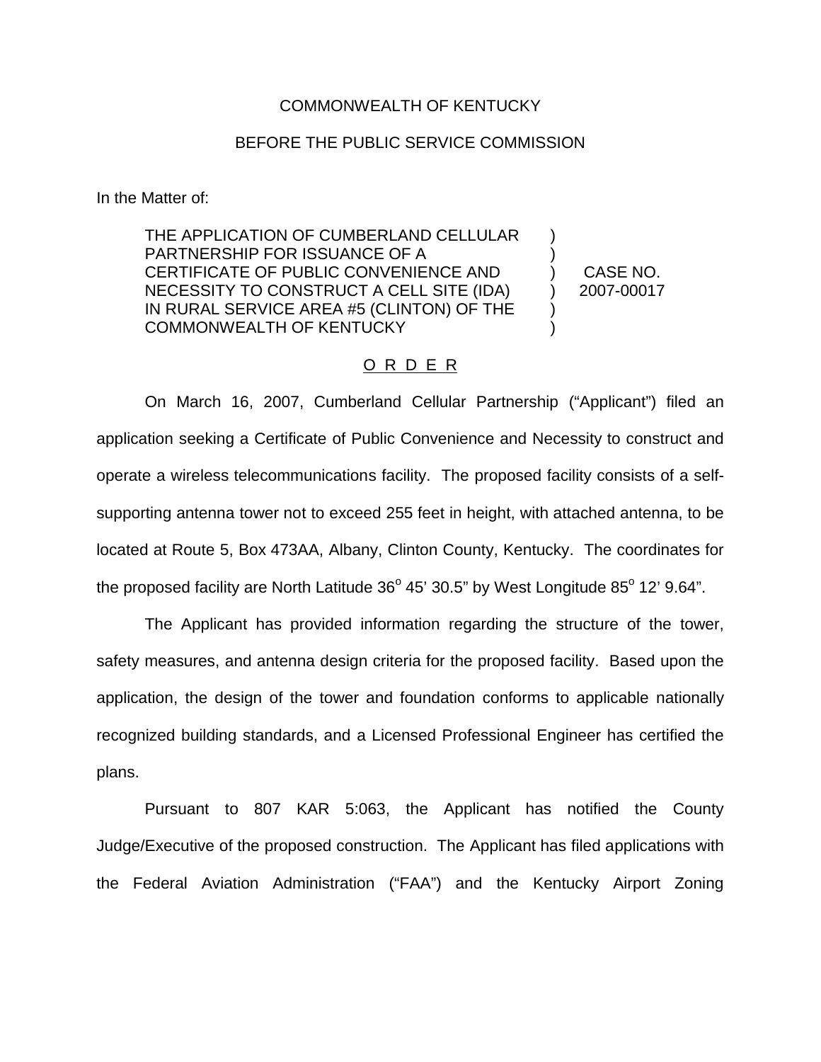COMMONWEALTH OF KENTUCKY

BEFORE THE PUBLIC SERVICE COMMISSION

In the Matter of:

| | | |
|---|---|---|
| THE APPLICATION OF CUMBERLAND CELLULAR PARTNERSHIP FOR ISSUANCE OF A CERTIFICATE OF PUBLIC CONVENIENCE AND NECESSITY TO CONSTRUCT A CELL SITE (IDA) IN RURAL SERVICE AREA #5 (CLINTON) OF THE COMMONWEALTH OF KENTUCKY | ) ) ) ) ) ) | CASE NO. 2007-00017 |

O R D E R

On March 16, 2007, Cumberland Cellular Partnership ("Applicant") filed an application seeking a Certificate of Public Convenience and Necessity to construct and operate a wireless telecommunications facility. The proposed facility consists of a self-supporting antenna tower not to exceed 255 feet in height, with attached antenna, to be located at Route 5, Box 473AA, Albany, Clinton County, Kentucky. The coordinates for the proposed facility are North Latitude 36° 45' 30.5" by West Longitude 85° 12' 9.64".

The Applicant has provided information regarding the structure of the tower, safety measures, and antenna design criteria for the proposed facility. Based upon the application, the design of the tower and foundation conforms to applicable nationally recognized building standards, and a Licensed Professional Engineer has certified the plans.

Pursuant to 807 KAR 5:063, the Applicant has notified the County Judge/Executive of the proposed construction. The Applicant has filed applications with the Federal Aviation Administration ("FAA") and the Kentucky Airport Zoning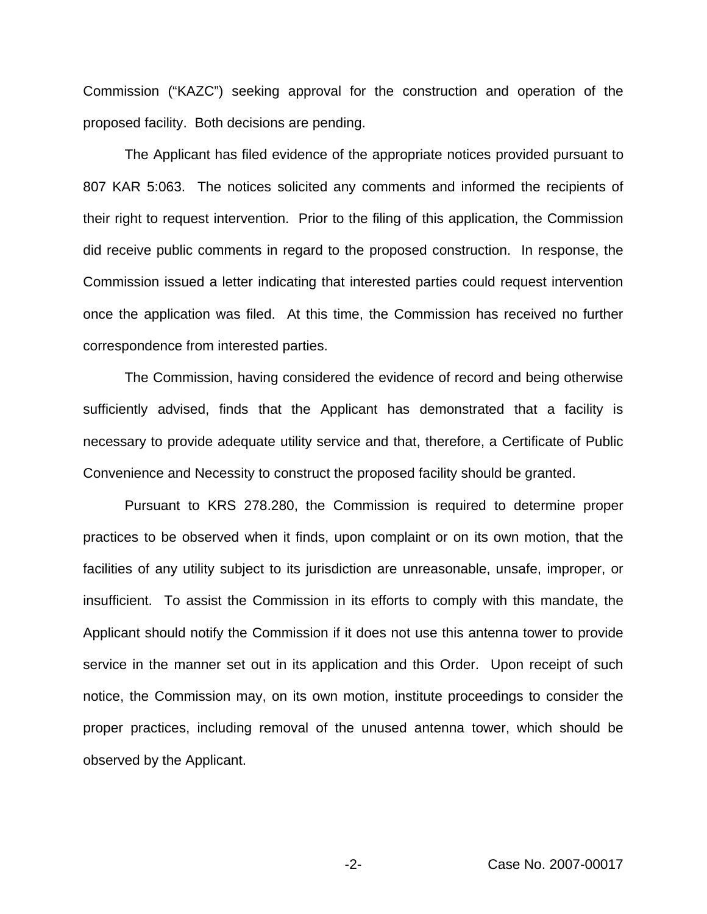Commission ("KAZC") seeking approval for the construction and operation of the proposed facility. Both decisions are pending.

The Applicant has filed evidence of the appropriate notices provided pursuant to 807 KAR 5:063. The notices solicited any comments and informed the recipients of their right to request intervention. Prior to the filing of this application, the Commission did receive public comments in regard to the proposed construction. In response, the Commission issued a letter indicating that interested parties could request intervention once the application was filed. At this time, the Commission has received no further correspondence from interested parties.

The Commission, having considered the evidence of record and being otherwise sufficiently advised, finds that the Applicant has demonstrated that a facility is necessary to provide adequate utility service and that, therefore, a Certificate of Public Convenience and Necessity to construct the proposed facility should be granted.

Pursuant to KRS 278.280, the Commission is required to determine proper practices to be observed when it finds, upon complaint or on its own motion, that the facilities of any utility subject to its jurisdiction are unreasonable, unsafe, improper, or insufficient. To assist the Commission in its efforts to comply with this mandate, the Applicant should notify the Commission if it does not use this antenna tower to provide service in the manner set out in its application and this Order. Upon receipt of such notice, the Commission may, on its own motion, institute proceedings to consider the proper practices, including removal of the unused antenna tower, which should be observed by the Applicant.

Case No. 2007-00017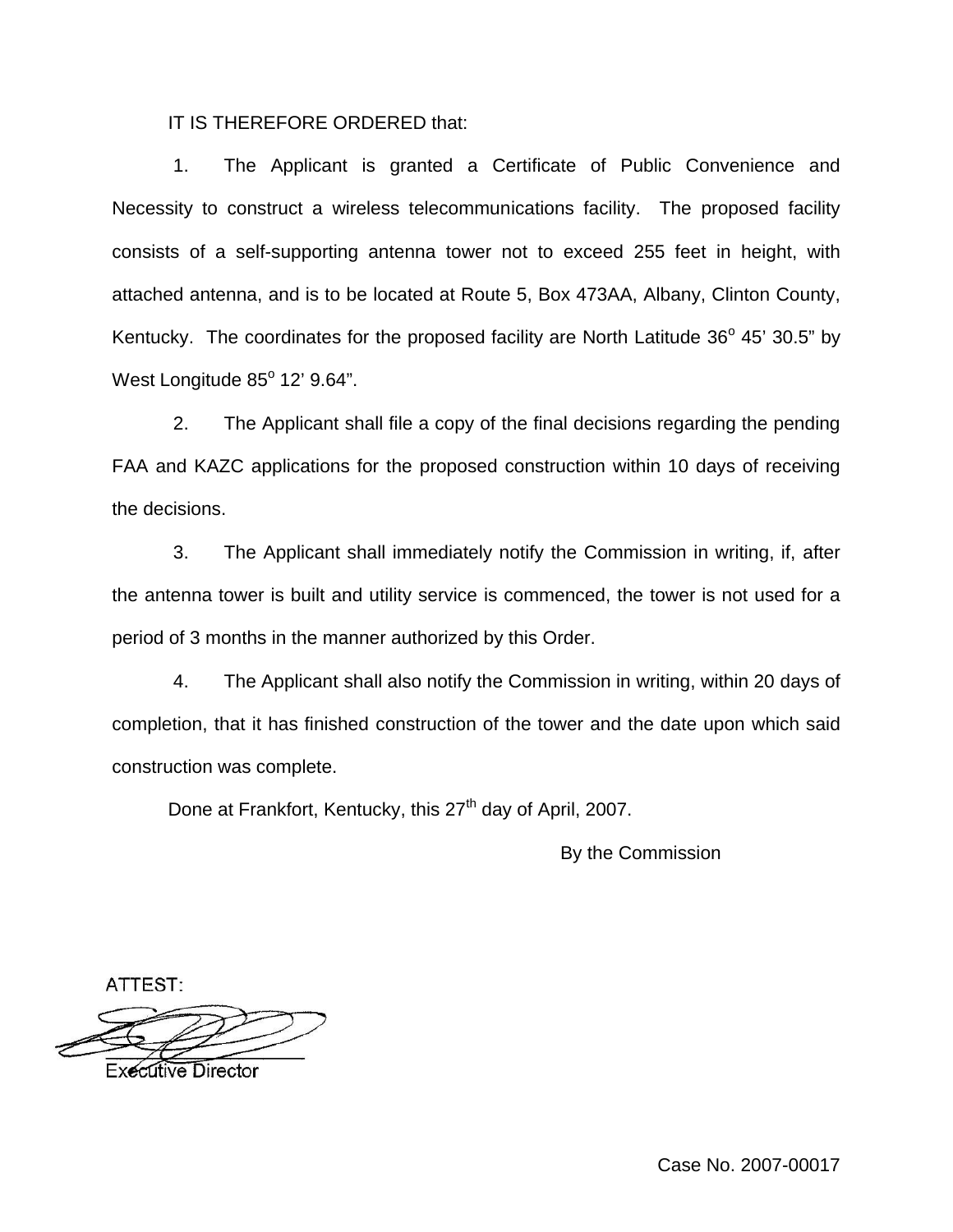IT IS THEREFORE ORDERED that:

1. The Applicant is granted a Certificate of Public Convenience and Necessity to construct a wireless telecommunications facility. The proposed facility consists of a self-supporting antenna tower not to exceed 255 feet in height, with attached antenna, and is to be located at Route 5, Box 473AA, Albany, Clinton County, Kentucky. The coordinates for the proposed facility are North Latitude 36° 45' 30.5" by West Longitude 85° 12' 9.64".

2. The Applicant shall file a copy of the final decisions regarding the pending FAA and KAZC applications for the proposed construction within 10 days of receiving the decisions.

3. The Applicant shall immediately notify the Commission in writing, if, after the antenna tower is built and utility service is commenced, the tower is not used for a period of 3 months in the manner authorized by this Order.

4. The Applicant shall also notify the Commission in writing, within 20 days of completion, that it has finished construction of the tower and the date upon which said construction was complete.

Done at Frankfort, Kentucky, this 27th day of April, 2007.

By the Commission

ATTEST:

Executive Director

Case No. 2007-00017